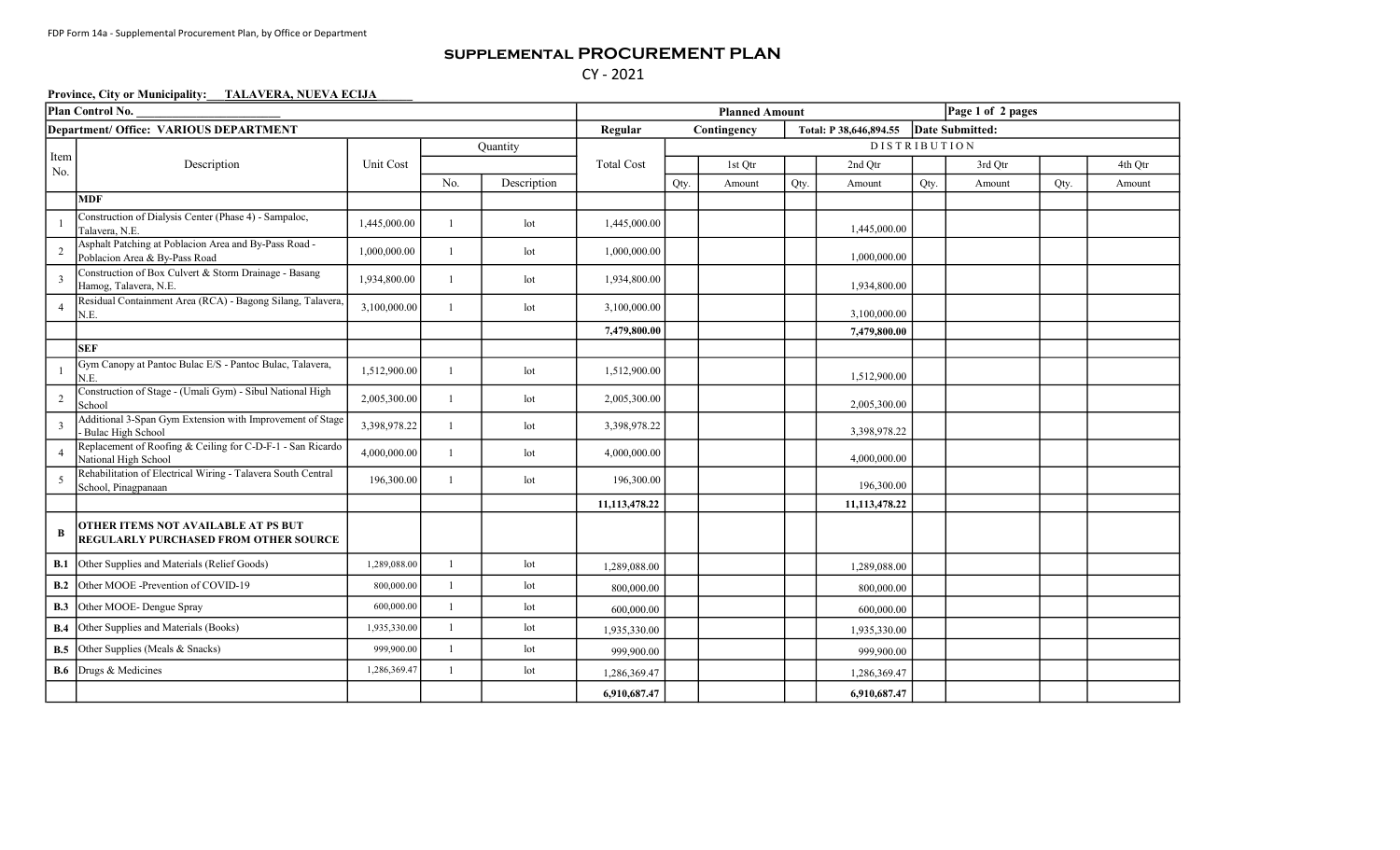FDP Form 14a - Supplemental Procurement Plan, by Office or Department

# SUPPLEMENTAL PROCUREMENT PLAN

CY - 2021

**Province, City or Municipality:___TALAVERA, NUEVA ECIJA______**

| Plan Control No. ________________________ | | | | | Planned Amount | | | | | | Page 1 of 2 pages | | |
|---|---|---|---|---|---|---|---|---|---|---|---|---|---|
| **Department/ Office: VARIOUS DEPARTMENT** | | | | | **Regular** | **Contingency** | | **Total: P 38,646,894.55** | | **Date Submitted:** | | | |
| Item No. | Description | Unit Cost | Quantity | | Total Cost | DISTRIBUTION | | | | | | | |
| | | | | | | | 1st Qtr | | 2nd Qtr | | 3rd Qtr | | 4th Qtr |
| | | | No. | Description | | Qty. | Amount | Qty. | Amount | Qty. | Amount | Qty. | Amount |
| | **MDF** | | | | | | | | | | | | |
| 1 | Construction of Dialysis Center (Phase 4) - Sampaloc, Talavera, N.E. | 1,445,000.00 | 1 | lot | 1,445,000.00 | | | | 1,445,000.00 | | | | |
| 2 | Asphalt Patching at Poblacion Area and By-Pass Road - Poblacion Area & By-Pass Road | 1,000,000.00 | 1 | lot | 1,000,000.00 | | | | 1,000,000.00 | | | | |
| 3 | Construction of Box Culvert & Storm Drainage - Basang Hamog, Talavera, N.E. | 1,934,800.00 | 1 | lot | 1,934,800.00 | | | | 1,934,800.00 | | | | |
| 4 | Residual Containment Area (RCA) - Bagong Silang, Talavera, N.E. | 3,100,000.00 | 1 | lot | 3,100,000.00 | | | | 3,100,000.00 | | | | |
| | | | | | **7,479,800.00** | | | | **7,479,800.00** | | | | |
| | **SEF** | | | | | | | | | | | | |
| 1 | Gym Canopy at Pantoc Bulac E/S - Pantoc Bulac, Talavera, N.E. | 1,512,900.00 | 1 | lot | 1,512,900.00 | | | | 1,512,900.00 | | | | |
| 2 | Construction of Stage - (Umali Gym) - Sibul National High School | 2,005,300.00 | 1 | lot | 2,005,300.00 | | | | 2,005,300.00 | | | | |
| 3 | Additional 3-Span Gym Extension with Improvement of Stage - Bulac High School | 3,398,978.22 | 1 | lot | 3,398,978.22 | | | | 3,398,978.22 | | | | |
| 4 | Replacement of Roofing & Ceiling for C-D-F-1 - San Ricardo National High School | 4,000,000.00 | 1 | lot | 4,000,000.00 | | | | 4,000,000.00 | | | | |
| 5 | Rehabilitation of Electrical Wiring - Talavera South Central School, Pinagpanaan | 196,300.00 | 1 | lot | 196,300.00 | | | | 196,300.00 | | | | |
| | | | | | **11,113,478.22** | | | | **11,113,478.22** | | | | |
| **B** | **OTHER ITEMS NOT AVAILABLE AT PS BUT REGULARLY PURCHASED FROM OTHER SOURCE** | | | | | | | | | | | | |
| **B.1** | Other Supplies and Materials (Relief Goods) | 1,289,088.00 | 1 | lot | 1,289,088.00 | | | | 1,289,088.00 | | | | |
| **B.2** | Other MOOE -Prevention of COVID-19 | 800,000.00 | 1 | lot | 800,000.00 | | | | 800,000.00 | | | | |
| **B.3** | Other MOOE- Dengue Spray | 600,000.00 | 1 | lot | 600,000.00 | | | | 600,000.00 | | | | |
| **B.4** | Other Supplies and Materials (Books) | 1,935,330.00 | 1 | lot | 1,935,330.00 | | | | 1,935,330.00 | | | | |
| **B.5** | Other Supplies (Meals & Snacks) | 999,900.00 | 1 | lot | 999,900.00 | | | | 999,900.00 | | | | |
| **B.6** | Drugs & Medicines | 1,286,369.47 | 1 | lot | 1,286,369.47 | | | | 1,286,369.47 | | | | |
| | | | | | **6,910,687.47** | | | | **6,910,687.47** | | | | |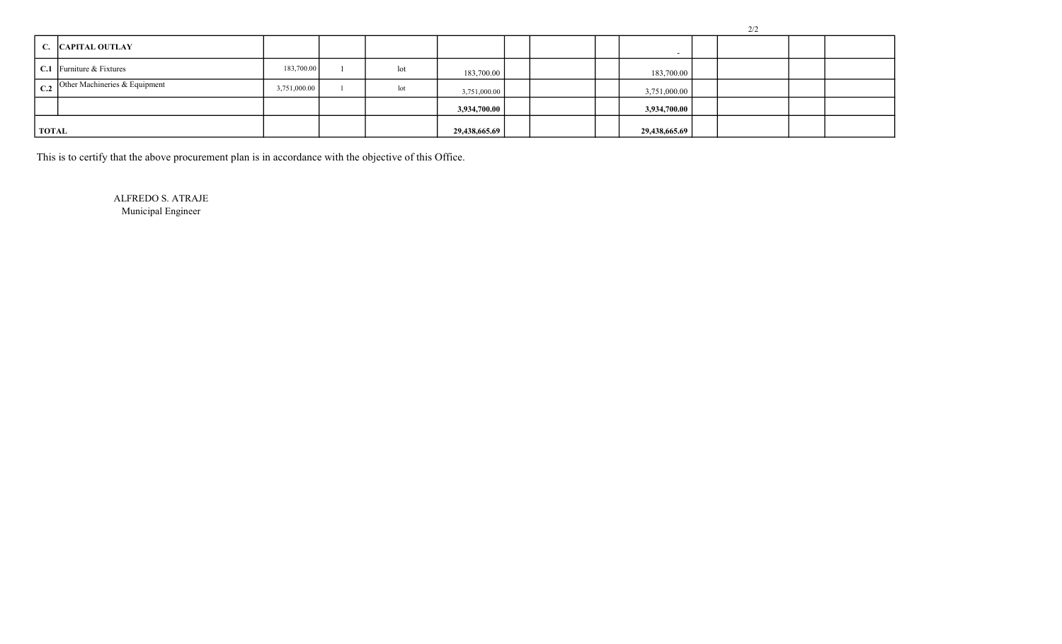| | | | | | | | | | | | | | |
|---|---|---|---|---|---|---|---|---|---|---|---|---|---|
| **C.** | **CAPITAL OUTLAY** | | | | | | | | - | | | | |
| **C.1** | Furniture & Fixtures | 183,700.00 | 1 | lot | 183,700.00 | | | | 183,700.00 | | | | |
| **C.2** | Other Machineries & Equipment | 3,751,000.00 | 1 | lot | 3,751,000.00 | | | | 3,751,000.00 | | | | |
| | | | | | **3,934,700.00** | | | | **3,934,700.00** | | | | |
| **TOTAL** | | | | | **29,438,665.69** | | | | **29,438,665.69** | | | | |

This is to certify that the above procurement plan is in accordance with the objective of this Office.

ALFREDO S. ATRAJE
Municipal Engineer